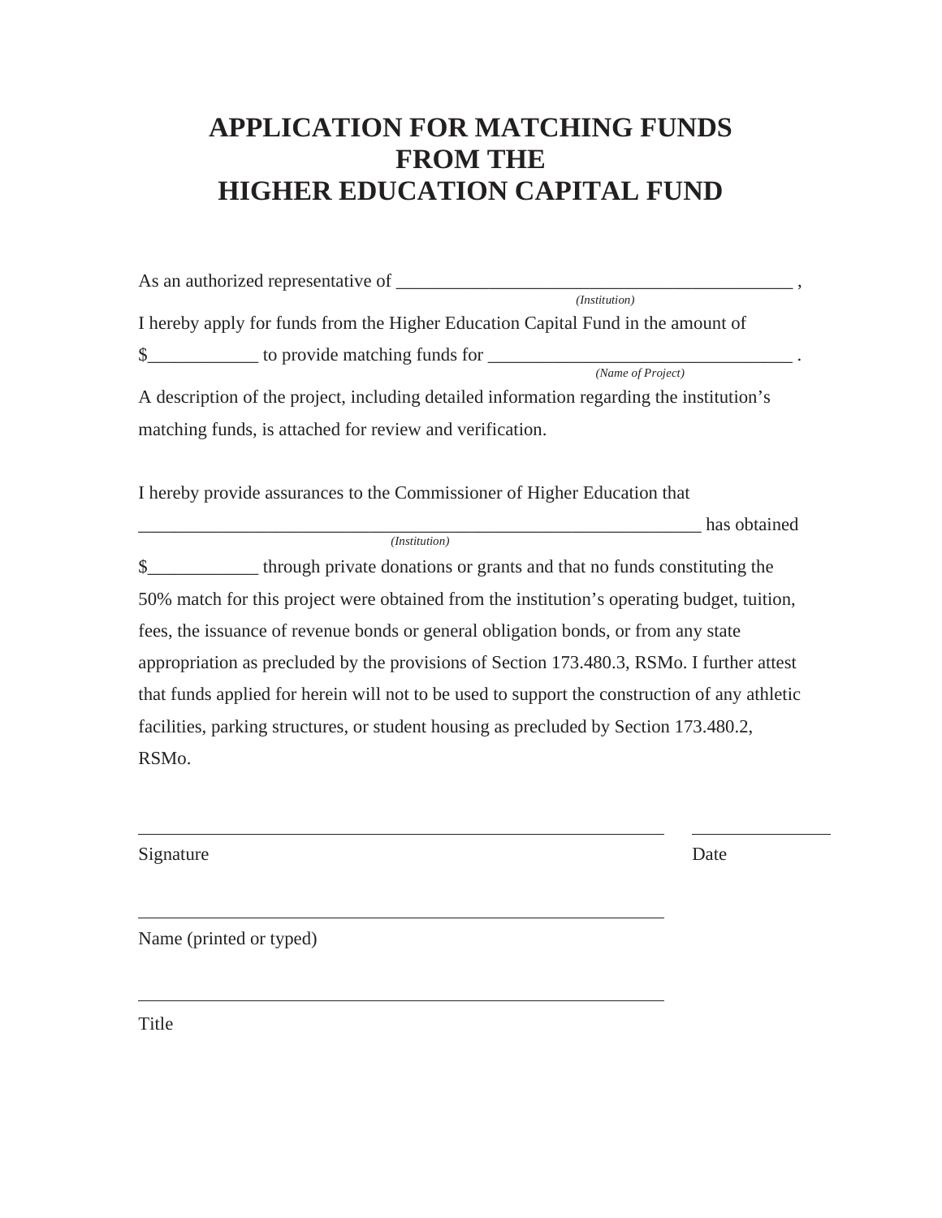# APPLICATION FOR MATCHING FUNDS FROM THE HIGHER EDUCATION CAPITAL FUND

As an authorized representative of _____________________________________________ ,
*(Institution)*

I hereby apply for funds from the Higher Education Capital Fund in the amount of

$____________ to provide matching funds for __________________________________ .
*(Name of Project)*

A description of the project, including detailed information regarding the institution's matching funds, is attached for review and verification.

I hereby provide assurances to the Commissioner of Higher Education that

_______________________________________________________________ has obtained
*(Institution)*

$____________ through private donations or grants and that no funds constituting the 50% match for this project were obtained from the institution's operating budget, tuition, fees, the issuance of revenue bonds or general obligation bonds, or from any state appropriation as precluded by the provisions of Section 173.480.3, RSMo. I further attest that funds applied for herein will not to be used to support the construction of any athletic facilities, parking structures, or student housing as precluded by Section 173.480.2, RSMo.

___________________________________________________________ _______________

Signature                                                                                                   Date

___________________________________________________________

Name (printed or typed)

___________________________________________________________

Title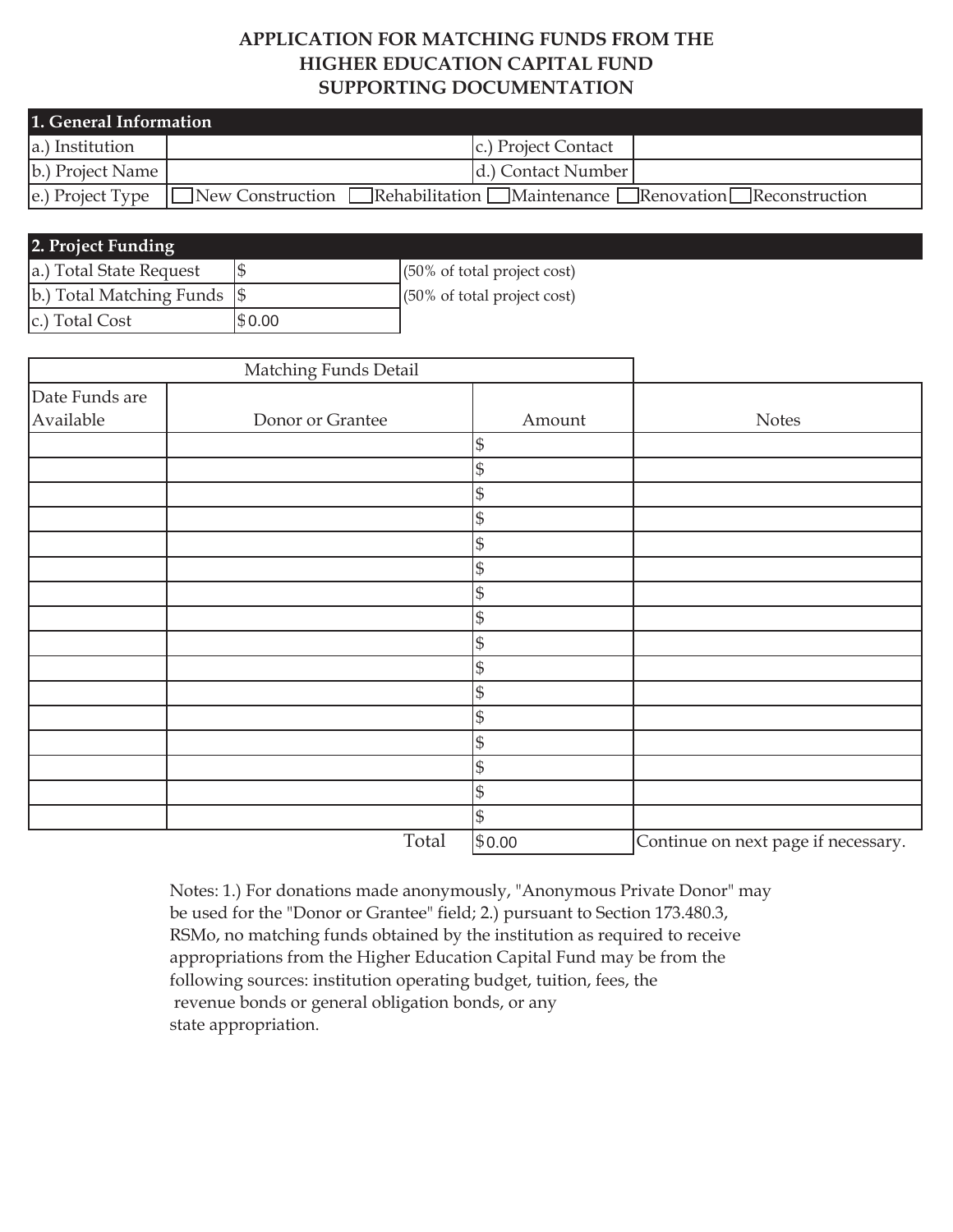# APPLICATION FOR MATCHING FUNDS FROM THE HIGHER EDUCATION CAPITAL FUND SUPPORTING DOCUMENTATION

| **1. General Information** | | | |
|---|---|---|---|
| a.) Institution | | c.) Project Contact | |
| b.) Project Name | | d.) Contact Number | |
| e.) Project Type | ☐ New Construction ☐ Rehabilitation ☐ Maintenance ☐ Renovation ☐ Reconstruction | | |

| **2. Project Funding** | | |
|---|---|---|
| a.) Total State Request | $ | (50% of total project cost) |
| b.) Total Matching Funds | $ | (50% of total project cost) |
| c.) Total Cost | $0.00 | |

| Matching Funds Detail | | | |
|---|---|---|---|
| Date Funds are Available | Donor or Grantee | Amount | Notes |
| | | $ | |
| | | $ | |
| | | $ | |
| | | $ | |
| | | $ | |
| | | $ | |
| | | $ | |
| | | $ | |
| | | $ | |
| | | $ | |
| | | $ | |
| | | $ | |
| | | $ | |
| | | $ | |
| | | $ | |
| | | $ | |
| | Total | $0.00 | Continue on next page if necessary. |

Notes: 1.) For donations made anonymously, "Anonymous Private Donor" may be used for the "Donor or Grantee" field; 2.) pursuant to Section 173.480.3, RSMo, no matching funds obtained by the institution as required to receive appropriations from the Higher Education Capital Fund may be from the following sources: institution operating budget, tuition, fees, the revenue bonds or general obligation bonds, or any state appropriation.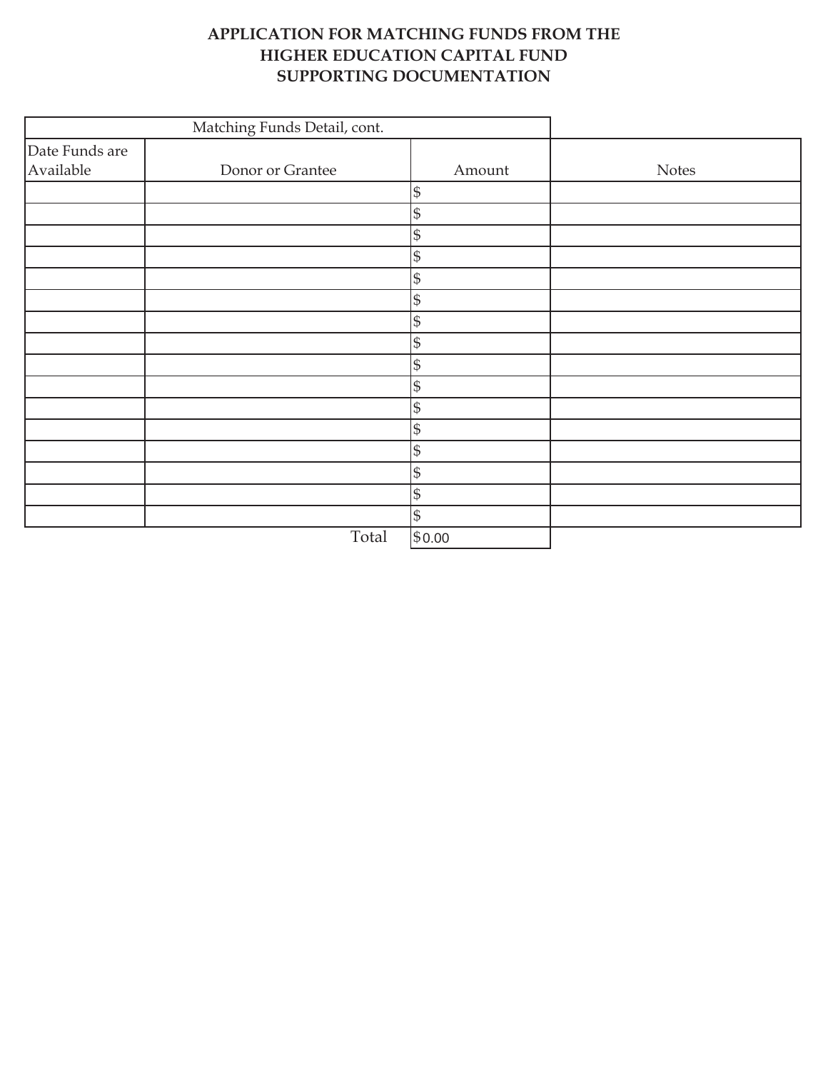# APPLICATION FOR MATCHING FUNDS FROM THE HIGHER EDUCATION CAPITAL FUND SUPPORTING DOCUMENTATION

| Matching Funds Detail, cont. | | | |
|---|---|---|---|
| Date Funds are Available | Donor or Grantee | Amount | Notes |
| | | $ | |
| | | $ | |
| | | $ | |
| | | $ | |
| | | $ | |
| | | $ | |
| | | $ | |
| | | $ | |
| | | $ | |
| | | $ | |
| | | $ | |
| | | $ | |
| | | $ | |
| | | $ | |
| | | $ | |
| | | $ | |
| | Total | $0.00 | |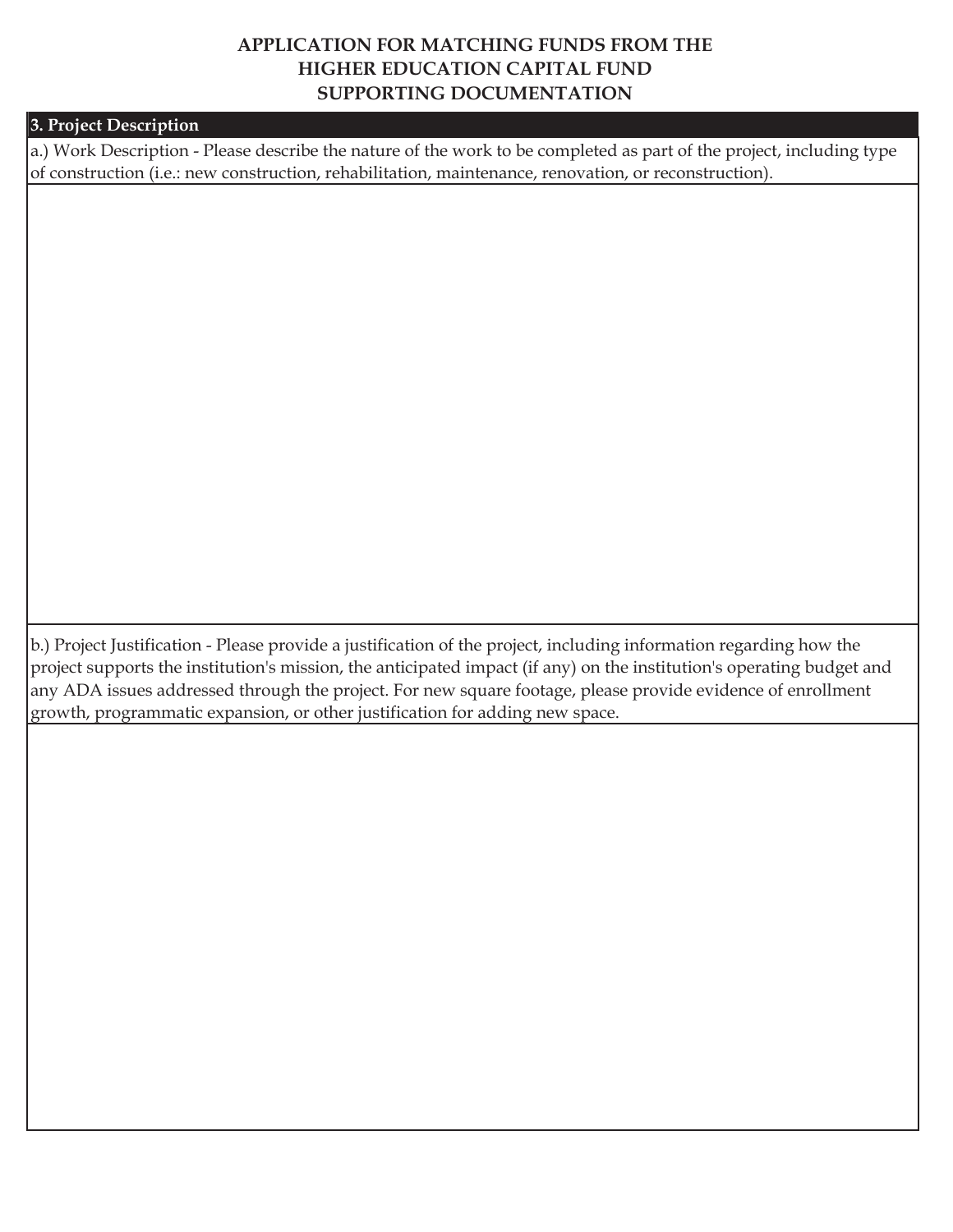**APPLICATION FOR MATCHING FUNDS FROM THE HIGHER EDUCATION CAPITAL FUND SUPPORTING DOCUMENTATION**

**3. Project Description**

a.) Work Description - Please describe the nature of the work to be completed as part of the project, including type of construction (i.e.: new construction, rehabilitation, maintenance, renovation, or reconstruction).

b.) Project Justification - Please provide a justification of the project, including information regarding how the project supports the institution's mission, the anticipated impact (if any) on the institution's operating budget and any ADA issues addressed through the project. For new square footage, please provide evidence of enrollment growth, programmatic expansion, or other justification for adding new space.